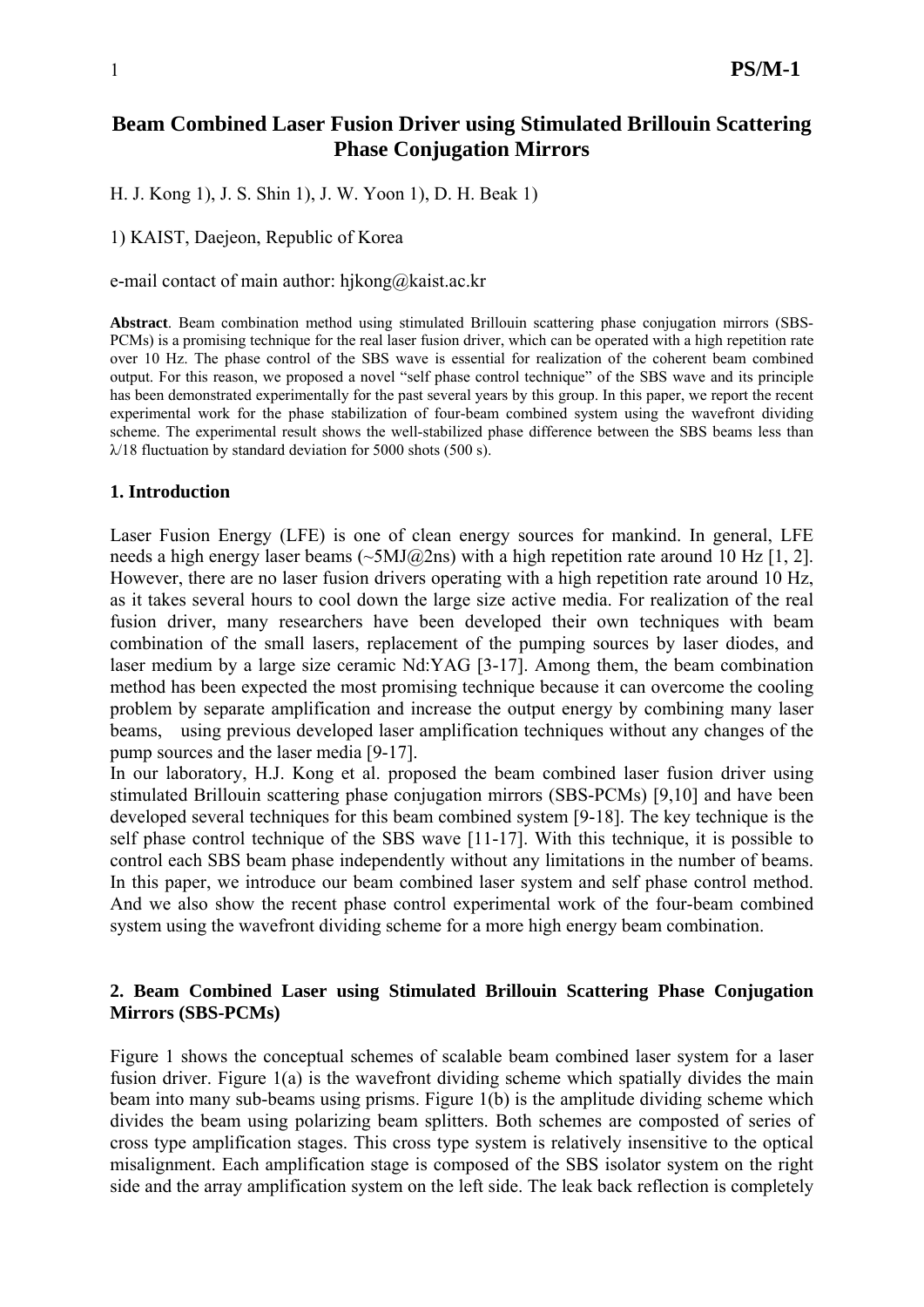# Beam Combined Laser Fusion Driver using Stimulated Brillouin Scattering Phase Conjugation Mirrors

H. J. Kong 1), J. S. Shin 1), J. W. Yoon 1), D. H. Beak 1)

1) KAIST, Daejeon, Republic of Korea

e-mail contact of main author: hjkong@kaist.ac.kr

**Abstract**. Beam combination method using stimulated Brillouin scattering phase conjugation mirrors (SBS-PCMs) is a promising technique for the real laser fusion driver, which can be operated with a high repetition rate over 10 Hz. The phase control of the SBS wave is essential for realization of the coherent beam combined output. For this reason, we proposed a novel "self phase control technique" of the SBS wave and its principle has been demonstrated experimentally for the past several years by this group. In this paper, we report the recent experimental work for the phase stabilization of four-beam combined system using the wavefront dividing scheme. The experimental result shows the well-stabilized phase difference between the SBS beams less than $\lambda/18$ fluctuation by standard deviation for 5000 shots (500 s).

## 1. Introduction

Laser Fusion Energy (LFE) is one of clean energy sources for mankind. In general, LFE needs a high energy laser beams (~5MJ@2ns) with a high repetition rate around 10 Hz [1, 2]. However, there are no laser fusion drivers operating with a high repetition rate around 10 Hz, as it takes several hours to cool down the large size active media. For realization of the real fusion driver, many researchers have been developed their own techniques with beam combination of the small lasers, replacement of the pumping sources by laser diodes, and laser medium by a large size ceramic Nd:YAG [3-17]. Among them, the beam combination method has been expected the most promising technique because it can overcome the cooling problem by separate amplification and increase the output energy by combining many laser beams, using previous developed laser amplification techniques without any changes of the pump sources and the laser media [9-17].

In our laboratory, H.J. Kong et al. proposed the beam combined laser fusion driver using stimulated Brillouin scattering phase conjugation mirrors (SBS-PCMs) [9,10] and have been developed several techniques for this beam combined system [9-18]. The key technique is the self phase control technique of the SBS wave [11-17]. With this technique, it is possible to control each SBS beam phase independently without any limitations in the number of beams. In this paper, we introduce our beam combined laser system and self phase control method. And we also show the recent phase control experimental work of the four-beam combined system using the wavefront dividing scheme for a more high energy beam combination.

## 2. Beam Combined Laser using Stimulated Brillouin Scattering Phase Conjugation Mirrors (SBS-PCMs)

Figure 1 shows the conceptual schemes of scalable beam combined laser system for a laser fusion driver. Figure 1(a) is the wavefront dividing scheme which spatially divides the main beam into many sub-beams using prisms. Figure 1(b) is the amplitude dividing scheme which divides the beam using polarizing beam splitters. Both schemes are composted of series of cross type amplification stages. This cross type system is relatively insensitive to the optical misalignment. Each amplification stage is composed of the SBS isolator system on the right side and the array amplification system on the left side. The leak back reflection is completely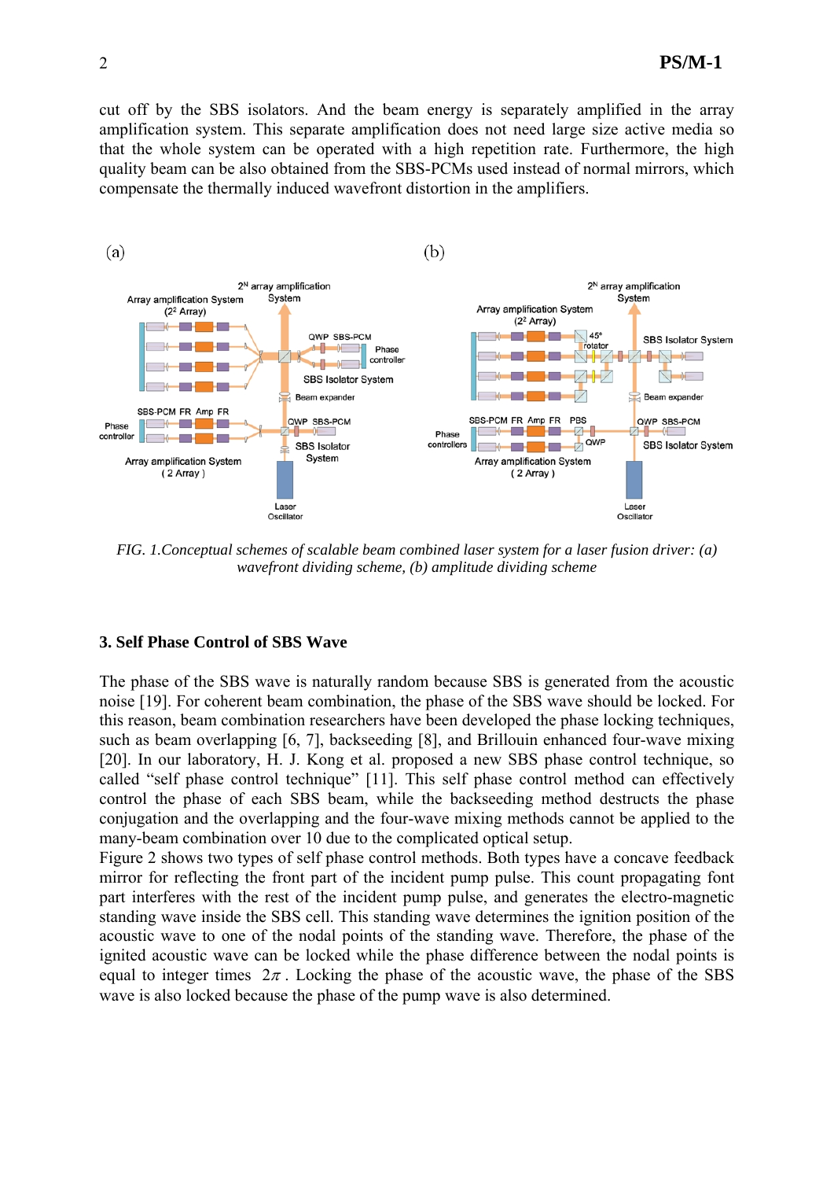cut off by the SBS isolators. And the beam energy is separately amplified in the array amplification system. This separate amplification does not need large size active media so that the whole system can be operated with a high repetition rate. Furthermore, the high quality beam can be also obtained from the SBS-PCMs used instead of normal mirrors, which compensate the thermally induced wavefront distortion in the amplifiers.

*FIG. 1.Conceptual schemes of scalable beam combined laser system for a laser fusion driver: (a) wavefront dividing scheme, (b) amplitude dividing scheme*

### 3. Self Phase Control of SBS Wave

The phase of the SBS wave is naturally random because SBS is generated from the acoustic noise [19]. For coherent beam combination, the phase of the SBS wave should be locked. For this reason, beam combination researchers have been developed the phase locking techniques, such as beam overlapping [6, 7], backseeding [8], and Brillouin enhanced four-wave mixing [20]. In our laboratory, H. J. Kong et al. proposed a new SBS phase control technique, so called "self phase control technique" [11]. This self phase control method can effectively control the phase of each SBS beam, while the backseeding method destructs the phase conjugation and the overlapping and the four-wave mixing methods cannot be applied to the many-beam combination over 10 due to the complicated optical setup.

Figure 2 shows two types of self phase control methods. Both types have a concave feedback mirror for reflecting the front part of the incident pump pulse. This count propagating font part interferes with the rest of the incident pump pulse, and generates the electro-magnetic standing wave inside the SBS cell. This standing wave determines the ignition position of the acoustic wave to one of the nodal points of the standing wave. Therefore, the phase of the ignited acoustic wave can be locked while the phase difference between the nodal points is equal to integer times $2\pi$. Locking the phase of the acoustic wave, the phase of the SBS wave is also locked because the phase of the pump wave is also determined.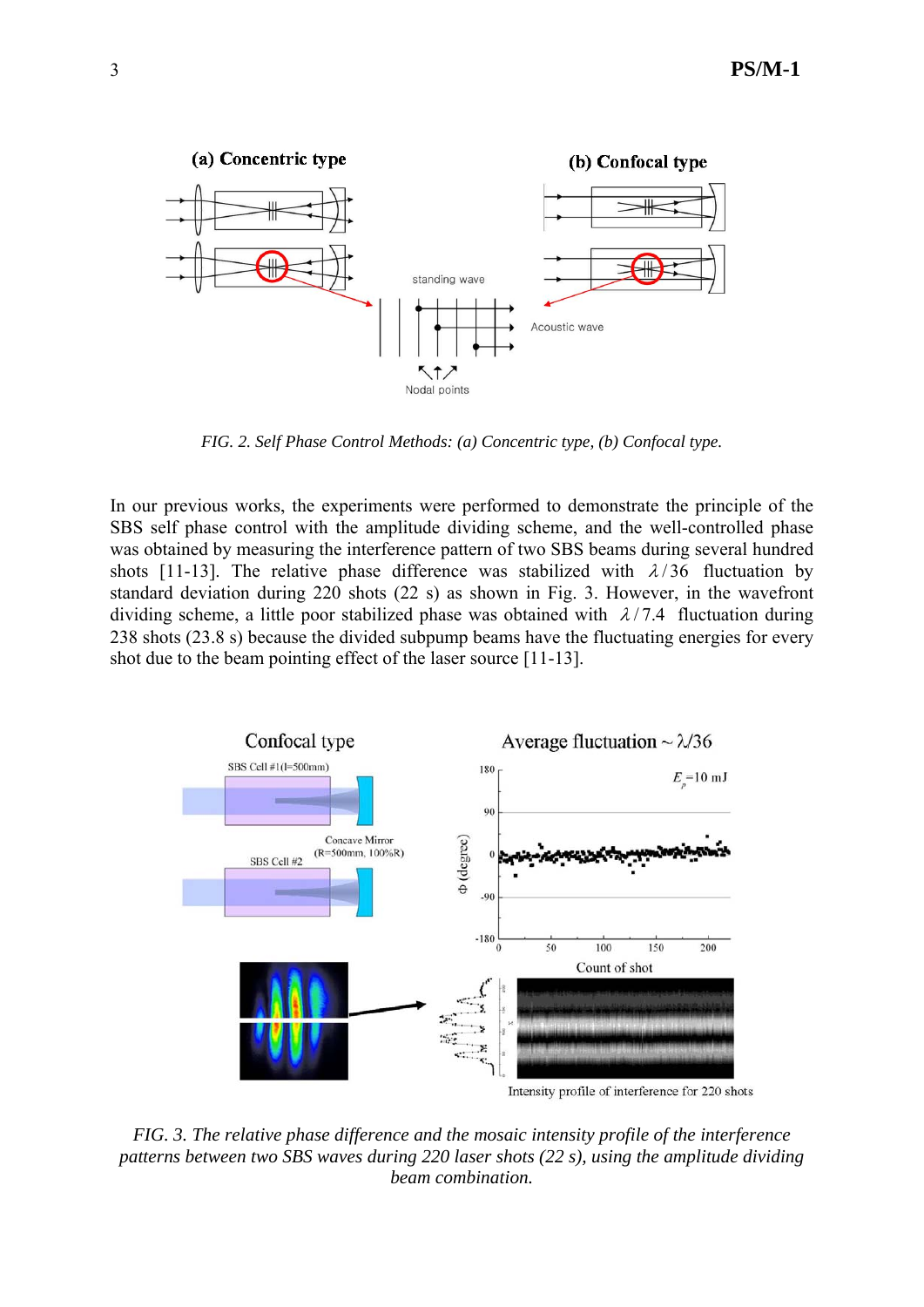FIG. 2. *Self Phase Control Methods: (a) Concentric type, (b) Confocal type.*

In our previous works, the experiments were performed to demonstrate the principle of the SBS self phase control with the amplitude dividing scheme, and the well-controlled phase was obtained by measuring the interference pattern of two SBS beams during several hundred shots [11-13]. The relative phase difference was stabilized with $\lambda/36$ fluctuation by standard deviation during 220 shots (22 s) as shown in Fig. 3. However, in the wavefront dividing scheme, a little poor stabilized phase was obtained with $\lambda/7.4$ fluctuation during 238 shots (23.8 s) because the divided subpump beams have the fluctuating energies for every shot due to the beam pointing effect of the laser source [11-13].

*FIG. 3. The relative phase difference and the mosaic intensity profile of the interference patterns between two SBS waves during 220 laser shots (22 s), using the amplitude dividing beam combination.*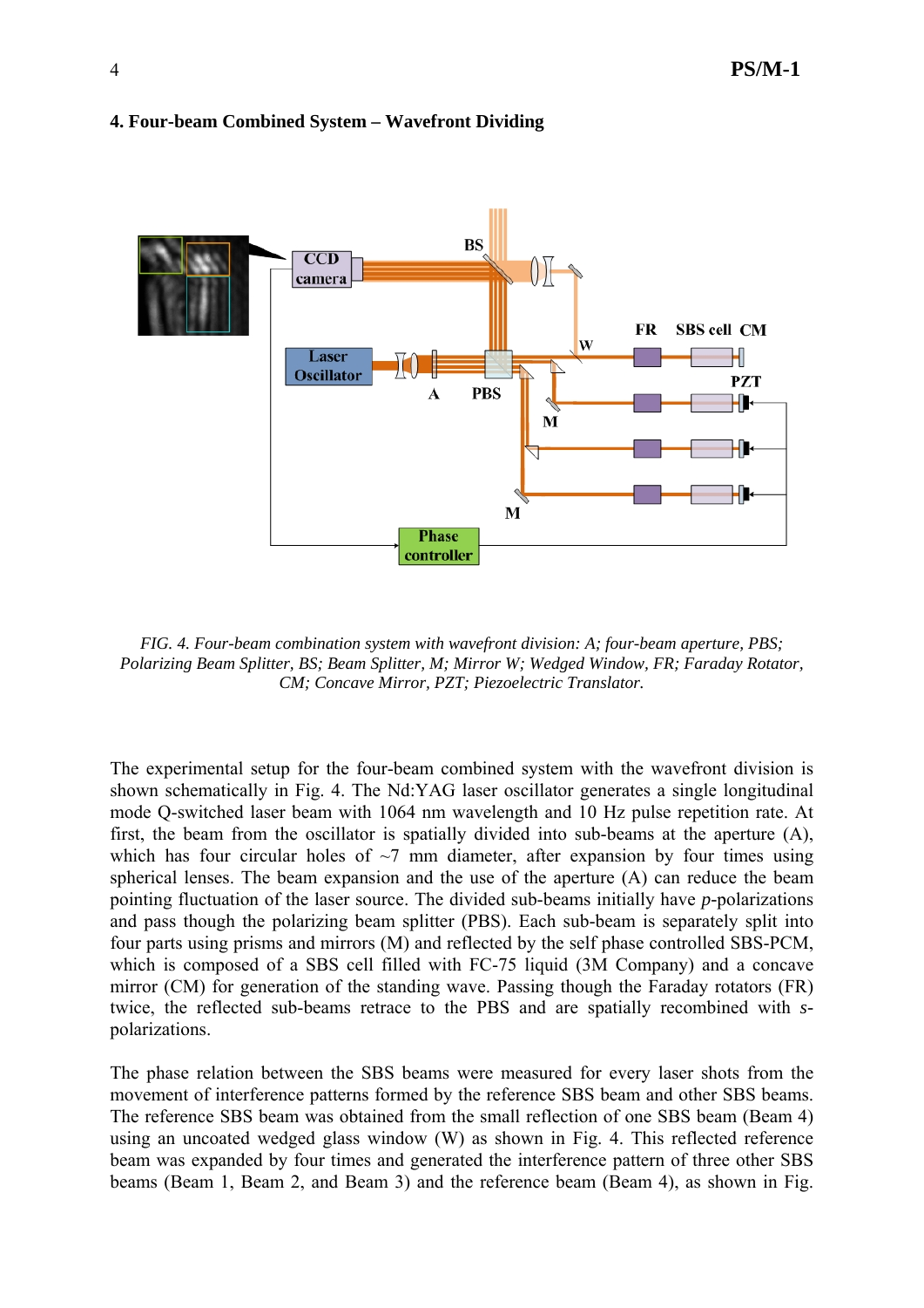## 4. Four-beam Combined System – Wavefront Dividing

*FIG. 4. Four-beam combination system with wavefront division: A; four-beam aperture, PBS; Polarizing Beam Splitter, BS; Beam Splitter, M; Mirror W; Wedged Window, FR; Faraday Rotator, CM; Concave Mirror, PZT; Piezoelectric Translator.*

The experimental setup for the four-beam combined system with the wavefront division is shown schematically in Fig. 4. The Nd:YAG laser oscillator generates a single longitudinal mode Q-switched laser beam with 1064 nm wavelength and 10 Hz pulse repetition rate. At first, the beam from the oscillator is spatially divided into sub-beams at the aperture (A), which has four circular holes of ~7 mm diameter, after expansion by four times using spherical lenses. The beam expansion and the use of the aperture (A) can reduce the beam pointing fluctuation of the laser source. The divided sub-beams initially have *p*-polarizations and pass though the polarizing beam splitter (PBS). Each sub-beam is separately split into four parts using prisms and mirrors (M) and reflected by the self phase controlled SBS-PCM, which is composed of a SBS cell filled with FC-75 liquid (3M Company) and a concave mirror (CM) for generation of the standing wave. Passing though the Faraday rotators (FR) twice, the reflected sub-beams retrace to the PBS and are spatially recombined with *s*-polarizations.

The phase relation between the SBS beams were measured for every laser shots from the movement of interference patterns formed by the reference SBS beam and other SBS beams. The reference SBS beam was obtained from the small reflection of one SBS beam (Beam 4) using an uncoated wedged glass window (W) as shown in Fig. 4. This reflected reference beam was expanded by four times and generated the interference pattern of three other SBS beams (Beam 1, Beam 2, and Beam 3) and the reference beam (Beam 4), as shown in Fig.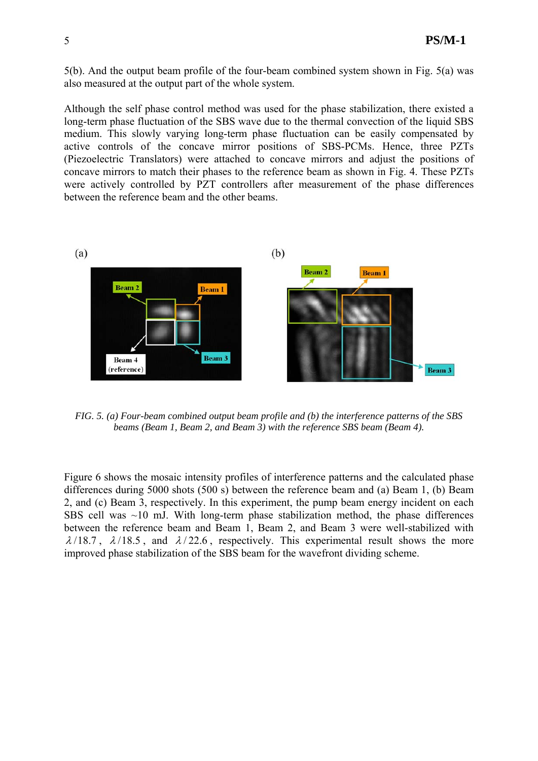5(b). And the output beam profile of the four-beam combined system shown in Fig. 5(a) was also measured at the output part of the whole system.

Although the self phase control method was used for the phase stabilization, there existed a long-term phase fluctuation of the SBS wave due to the thermal convection of the liquid SBS medium. This slowly varying long-term phase fluctuation can be easily compensated by active controls of the concave mirror positions of SBS-PCMs. Hence, three PZTs (Piezoelectric Translators) were attached to concave mirrors and adjust the positions of concave mirrors to match their phases to the reference beam as shown in Fig. 4. These PZTs were actively controlled by PZT controllers after measurement of the phase differences between the reference beam and the other beams.

*FIG. 5. (a) Four-beam combined output beam profile and (b) the interference patterns of the SBS beams (Beam 1, Beam 2, and Beam 3) with the reference SBS beam (Beam 4).*

Figure 6 shows the mosaic intensity profiles of interference patterns and the calculated phase differences during 5000 shots (500 s) between the reference beam and (a) Beam 1, (b) Beam 2, and (c) Beam 3, respectively. In this experiment, the pump beam energy incident on each SBS cell was ~10 mJ. With long-term phase stabilization method, the phase differences between the reference beam and Beam 1, Beam 2, and Beam 3 were well-stabilized with $\lambda/18.7$, $\lambda/18.5$, and $\lambda/22.6$, respectively. This experimental result shows the more improved phase stabilization of the SBS beam for the wavefront dividing scheme.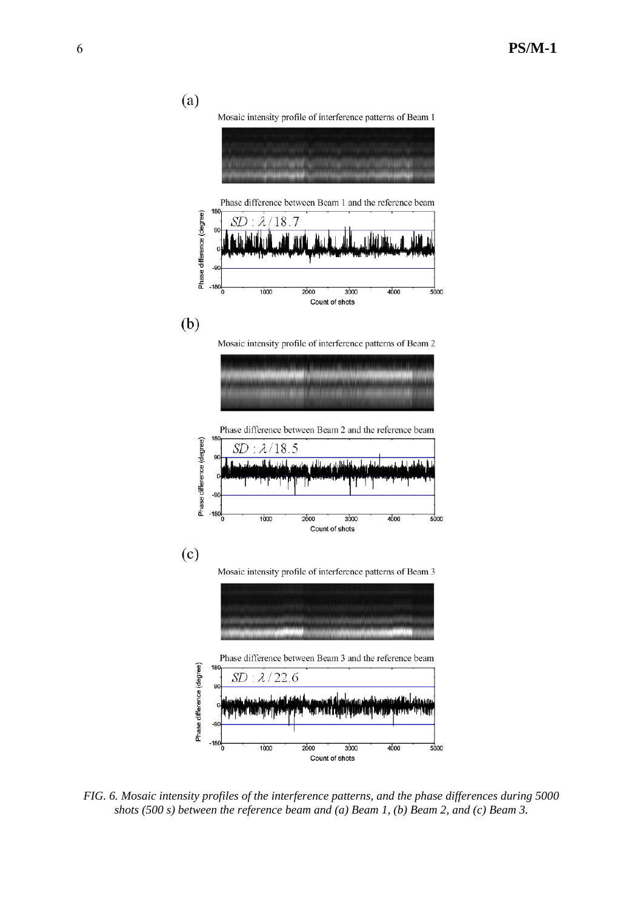*FIG. 6. Mosaic intensity profiles of the interference patterns, and the phase differences during 5000 shots (500 s) between the reference beam and (a) Beam 1, (b) Beam 2, and (c) Beam 3.*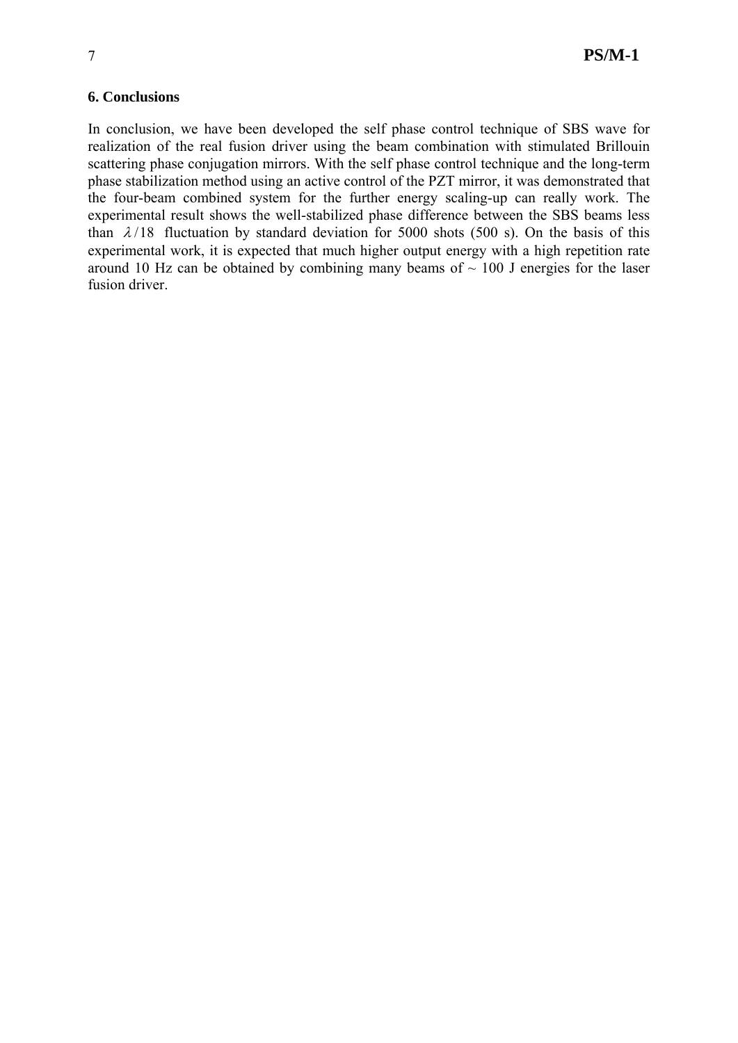## 6. Conclusions

In conclusion, we have been developed the self phase control technique of SBS wave for realization of the real fusion driver using the beam combination with stimulated Brillouin scattering phase conjugation mirrors. With the self phase control technique and the long-term phase stabilization method using an active control of the PZT mirror, it was demonstrated that the four-beam combined system for the further energy scaling-up can really work. The experimental result shows the well-stabilized phase difference between the SBS beams less than $\lambda/18$ fluctuation by standard deviation for 5000 shots (500 s). On the basis of this experimental work, it is expected that much higher output energy with a high repetition rate around 10 Hz can be obtained by combining many beams of ~ 100 J energies for the laser fusion driver.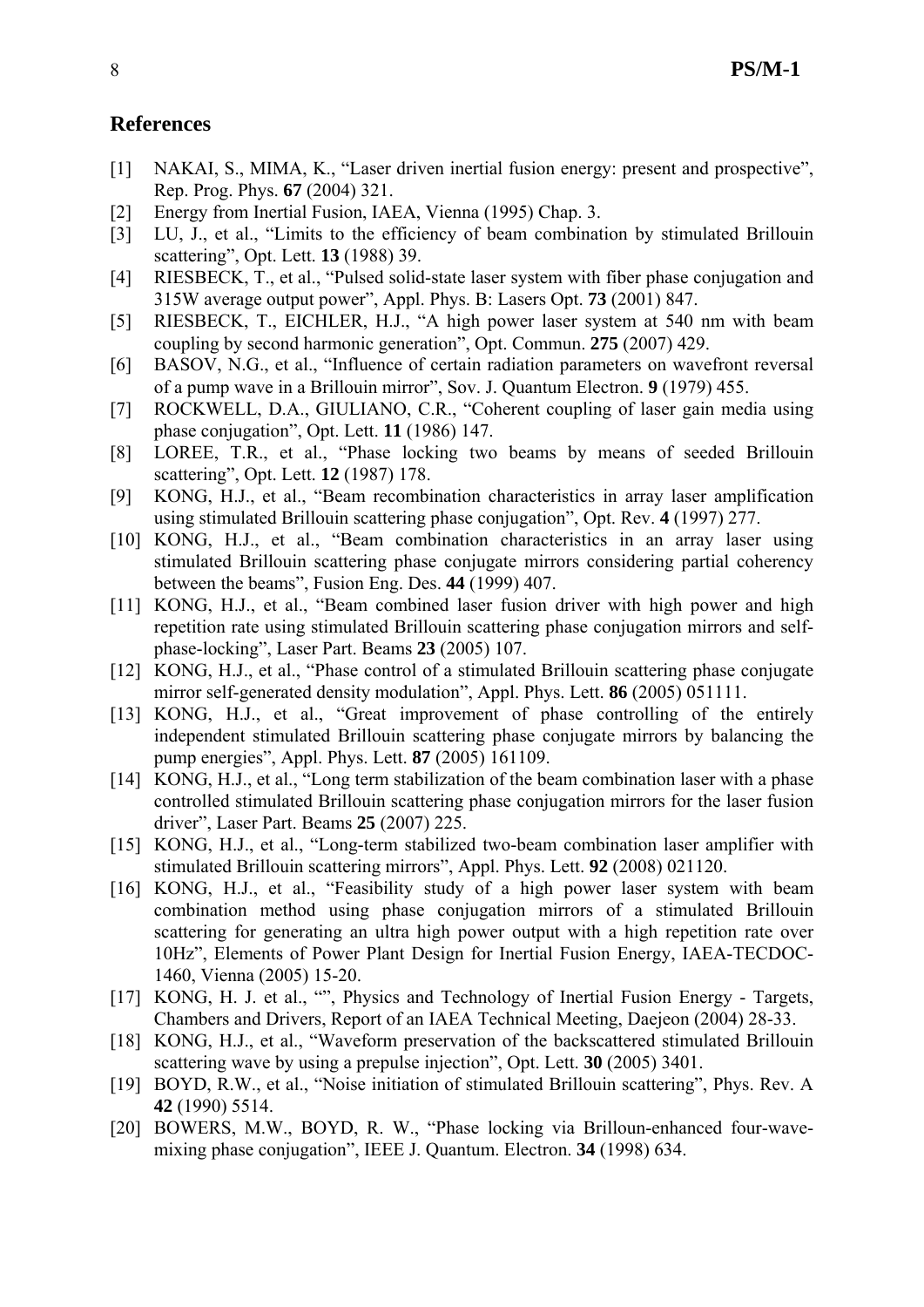## References

[1] NAKAI, S., MIMA, K., “Laser driven inertial fusion energy: present and prospective”, Rep. Prog. Phys. **67** (2004) 321.

[2] Energy from Inertial Fusion, IAEA, Vienna (1995) Chap. 3.

[3] LU, J., et al., “Limits to the efficiency of beam combination by stimulated Brillouin scattering”, Opt. Lett. **13** (1988) 39.

[4] RIESBECK, T., et al., “Pulsed solid-state laser system with fiber phase conjugation and 315W average output power”, Appl. Phys. B: Lasers Opt. **73** (2001) 847.

[5] RIESBECK, T., EICHLER, H.J., “A high power laser system at 540 nm with beam coupling by second harmonic generation”, Opt. Commun. **275** (2007) 429.

[6] BASOV, N.G., et al., “Influence of certain radiation parameters on wavefront reversal of a pump wave in a Brillouin mirror”, Sov. J. Quantum Electron. **9** (1979) 455.

[7] ROCKWELL, D.A., GIULIANO, C.R., “Coherent coupling of laser gain media using phase conjugation”, Opt. Lett. **11** (1986) 147.

[8] LOREE, T.R., et al., “Phase locking two beams by means of seeded Brillouin scattering”, Opt. Lett. **12** (1987) 178.

[9] KONG, H.J., et al., “Beam recombination characteristics in array laser amplification using stimulated Brillouin scattering phase conjugation”, Opt. Rev. **4** (1997) 277.

[10] KONG, H.J., et al., “Beam combination characteristics in an array laser using stimulated Brillouin scattering phase conjugate mirrors considering partial coherency between the beams”, Fusion Eng. Des. **44** (1999) 407.

[11] KONG, H.J., et al., “Beam combined laser fusion driver with high power and high repetition rate using stimulated Brillouin scattering phase conjugation mirrors and self-phase-locking”, Laser Part. Beams **23** (2005) 107.

[12] KONG, H.J., et al., “Phase control of a stimulated Brillouin scattering phase conjugate mirror self-generated density modulation”, Appl. Phys. Lett. **86** (2005) 051111.

[13] KONG, H.J., et al., “Great improvement of phase controlling of the entirely independent stimulated Brillouin scattering phase conjugate mirrors by balancing the pump energies”, Appl. Phys. Lett. **87** (2005) 161109.

[14] KONG, H.J., et al., “Long term stabilization of the beam combination laser with a phase controlled stimulated Brillouin scattering phase conjugation mirrors for the laser fusion driver”, Laser Part. Beams **25** (2007) 225.

[15] KONG, H.J., et al., “Long-term stabilized two-beam combination laser amplifier with stimulated Brillouin scattering mirrors”, Appl. Phys. Lett. **92** (2008) 021120.

[16] KONG, H.J., et al., “Feasibility study of a high power laser system with beam combination method using phase conjugation mirrors of a stimulated Brillouin scattering for generating an ultra high power output with a high repetition rate over 10Hz”, Elements of Power Plant Design for Inertial Fusion Energy, IAEA-TECDOC-1460, Vienna (2005) 15-20.

[17] KONG, H. J. et al., “”, Physics and Technology of Inertial Fusion Energy - Targets, Chambers and Drivers, Report of an IAEA Technical Meeting, Daejeon (2004) 28-33.

[18] KONG, H.J., et al., “Waveform preservation of the backscattered stimulated Brillouin scattering wave by using a prepulse injection”, Opt. Lett. **30** (2005) 3401.

[19] BOYD, R.W., et al., “Noise initiation of stimulated Brillouin scattering”, Phys. Rev. A **42** (1990) 5514.

[20] BOWERS, M.W., BOYD, R. W., “Phase locking via Brilloun-enhanced four-wave-mixing phase conjugation”, IEEE J. Quantum. Electron. **34** (1998) 634.